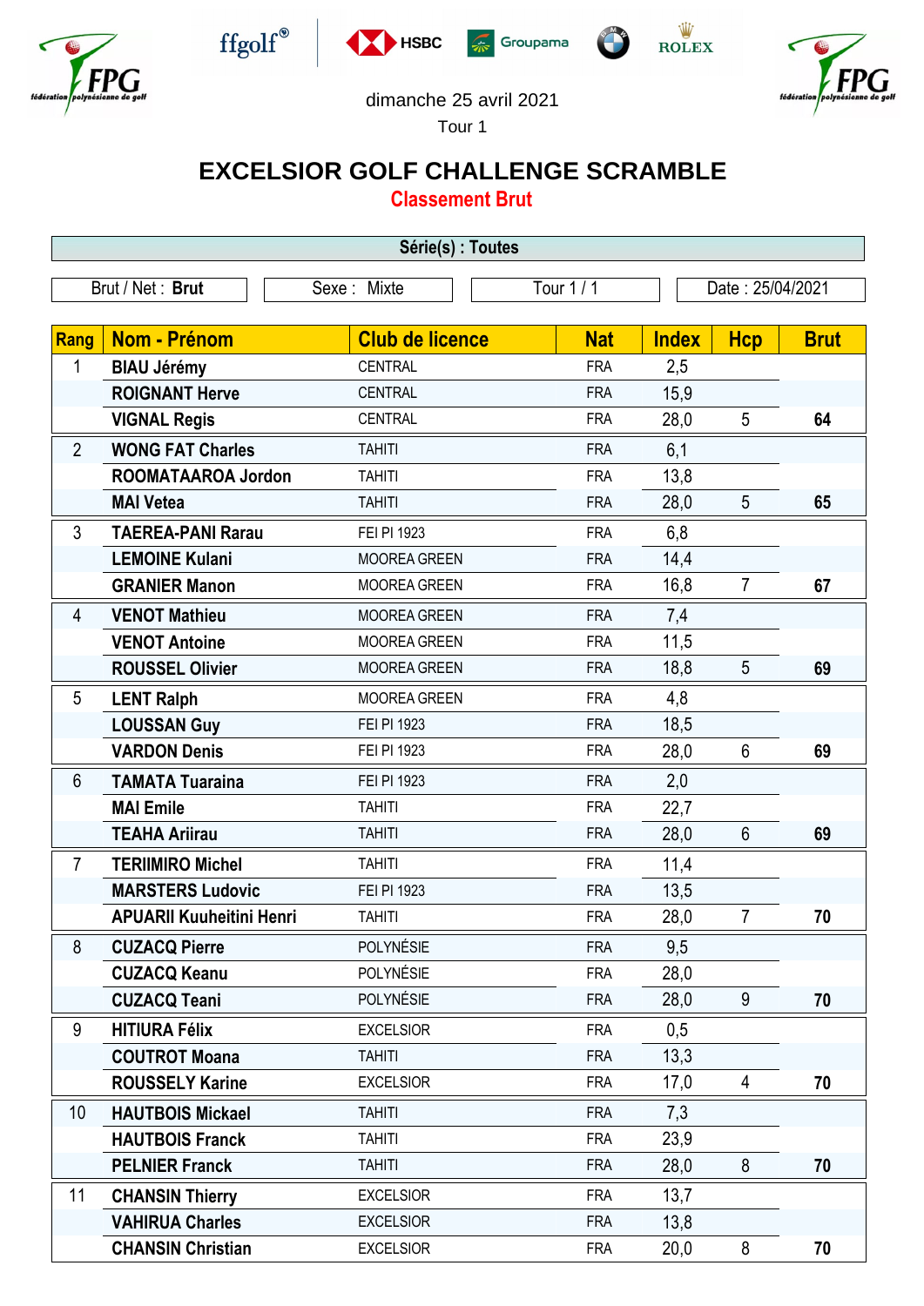dimanche 25 avril 2021

Tour 1

# EXCELSIOR GOLF CHALLENGE SCRAMBLE

## Classement Brut

**Série(s) : Toutes**

Brut / Net : **Brut** | Sexe : Mixte | Tour 1 / 1 | Date : 25/04/2021

| Rang | Nom - Prénom | Club de licence | Nat | Index | Hcp | Brut |
|---|---|---|---|---|---|---|
| 1 | **BIAU Jérémy** | CENTRAL | FRA | 2,5 | | |
| | **ROIGNANT Herve** | CENTRAL | FRA | 15,9 | | |
| | **VIGNAL Regis** | CENTRAL | FRA | 28,0 | 5 | **64** |
| 2 | **WONG FAT Charles** | TAHITI | FRA | 6,1 | | |
| | **ROOMATAAROA Jordon** | TAHITI | FRA | 13,8 | | |
| | **MAI Vetea** | TAHITI | FRA | 28,0 | 5 | **65** |
| 3 | **TAEREA-PANI Rarau** | FEI PI 1923 | FRA | 6,8 | | |
| | **LEMOINE Kulani** | MOOREA GREEN | FRA | 14,4 | | |
| | **GRANIER Manon** | MOOREA GREEN | FRA | 16,8 | 7 | **67** |
| 4 | **VENOT Mathieu** | MOOREA GREEN | FRA | 7,4 | | |
| | **VENOT Antoine** | MOOREA GREEN | FRA | 11,5 | | |
| | **ROUSSEL Olivier** | MOOREA GREEN | FRA | 18,8 | 5 | **69** |
| 5 | **LENT Ralph** | MOOREA GREEN | FRA | 4,8 | | |
| | **LOUSSAN Guy** | FEI PI 1923 | FRA | 18,5 | | |
| | **VARDON Denis** | FEI PI 1923 | FRA | 28,0 | 6 | **69** |
| 6 | **TAMATA Tuaraina** | FEI PI 1923 | FRA | 2,0 | | |
| | **MAI Emile** | TAHITI | FRA | 22,7 | | |
| | **TEAHA Ariirau** | TAHITI | FRA | 28,0 | 6 | **69** |
| 7 | **TERIIMIRO Michel** | TAHITI | FRA | 11,4 | | |
| | **MARSTERS Ludovic** | FEI PI 1923 | FRA | 13,5 | | |
| | **APUARII Kuuheitini Henri** | TAHITI | FRA | 28,0 | 7 | **70** |
| 8 | **CUZACQ Pierre** | POLYNÉSIE | FRA | 9,5 | | |
| | **CUZACQ Keanu** | POLYNÉSIE | FRA | 28,0 | | |
| | **CUZACQ Teani** | POLYNÉSIE | FRA | 28,0 | 9 | **70** |
| 9 | **HITIURA Félix** | EXCELSIOR | FRA | 0,5 | | |
| | **COUTROT Moana** | TAHITI | FRA | 13,3 | | |
| | **ROUSSELY Karine** | EXCELSIOR | FRA | 17,0 | 4 | **70** |
| 10 | **HAUTBOIS Mickael** | TAHITI | FRA | 7,3 | | |
| | **HAUTBOIS Franck** | TAHITI | FRA | 23,9 | | |
| | **PELNIER Franck** | TAHITI | FRA | 28,0 | 8 | **70** |
| 11 | **CHANSIN Thierry** | EXCELSIOR | FRA | 13,7 | | |
| | **VAHIRUA Charles** | EXCELSIOR | FRA | 13,8 | | |
| | **CHANSIN Christian** | EXCELSIOR | FRA | 20,0 | 8 | **70** |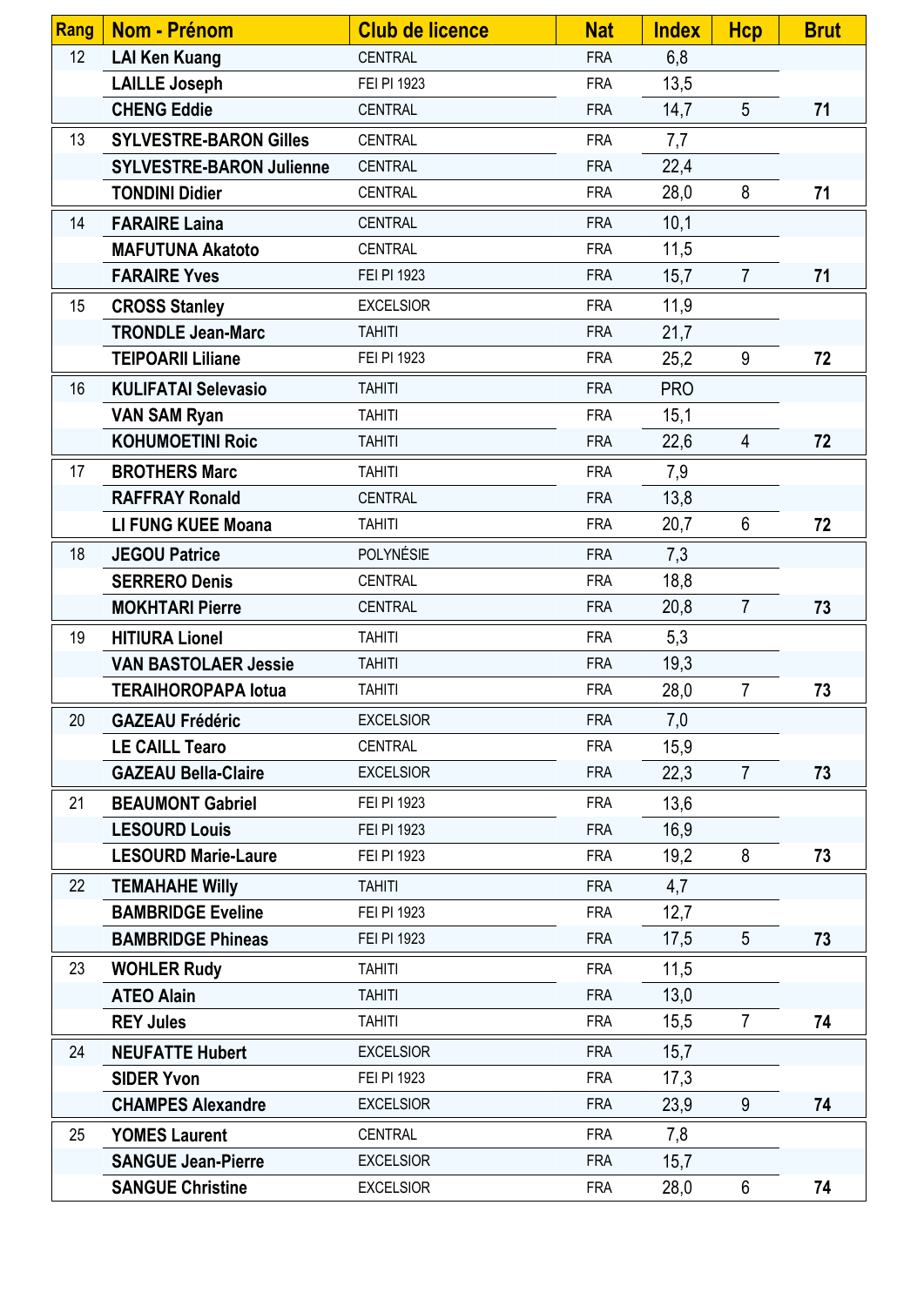| Rang | Nom - Prénom | Club de licence | Nat | Index | Hcp | Brut |
|---|---|---|---|---|---|---|
| 12 | LAI Ken Kuang | CENTRAL | FRA | 6,8 | | |
| | LAILLE Joseph | FEI PI 1923 | FRA | 13,5 | | |
| | CHENG Eddie | CENTRAL | FRA | 14,7 | 5 | 71 |
| 13 | SYLVESTRE-BARON Gilles | CENTRAL | FRA | 7,7 | | |
| | SYLVESTRE-BARON Julienne | CENTRAL | FRA | 22,4 | | |
| | TONDINI Didier | CENTRAL | FRA | 28,0 | 8 | 71 |
| 14 | FARAIRE Laina | CENTRAL | FRA | 10,1 | | |
| | MAFUTUNA Akatoto | CENTRAL | FRA | 11,5 | | |
| | FARAIRE Yves | FEI PI 1923 | FRA | 15,7 | 7 | 71 |
| 15 | CROSS Stanley | EXCELSIOR | FRA | 11,9 | | |
| | TRONDLE Jean-Marc | TAHITI | FRA | 21,7 | | |
| | TEIPOARII Liliane | FEI PI 1923 | FRA | 25,2 | 9 | 72 |
| 16 | KULIFATAI Selevasio | TAHITI | FRA | PRO | | |
| | VAN SAM Ryan | TAHITI | FRA | 15,1 | | |
| | KOHUMOETINI Roic | TAHITI | FRA | 22,6 | 4 | 72 |
| 17 | BROTHERS Marc | TAHITI | FRA | 7,9 | | |
| | RAFFRAY Ronald | CENTRAL | FRA | 13,8 | | |
| | LI FUNG KUEE Moana | TAHITI | FRA | 20,7 | 6 | 72 |
| 18 | JEGOU Patrice | POLYNÉSIE | FRA | 7,3 | | |
| | SERRERO Denis | CENTRAL | FRA | 18,8 | | |
| | MOKHTARI Pierre | CENTRAL | FRA | 20,8 | 7 | 73 |
| 19 | HITIURA Lionel | TAHITI | FRA | 5,3 | | |
| | VAN BASTOLAER Jessie | TAHITI | FRA | 19,3 | | |
| | TERAIHOROPAPA Iotua | TAHITI | FRA | 28,0 | 7 | 73 |
| 20 | GAZEAU Frédéric | EXCELSIOR | FRA | 7,0 | | |
| | LE CAILL Tearo | CENTRAL | FRA | 15,9 | | |
| | GAZEAU Bella-Claire | EXCELSIOR | FRA | 22,3 | 7 | 73 |
| 21 | BEAUMONT Gabriel | FEI PI 1923 | FRA | 13,6 | | |
| | LESOURD Louis | FEI PI 1923 | FRA | 16,9 | | |
| | LESOURD Marie-Laure | FEI PI 1923 | FRA | 19,2 | 8 | 73 |
| 22 | TEMAHAHE Willy | TAHITI | FRA | 4,7 | | |
| | BAMBRIDGE Eveline | FEI PI 1923 | FRA | 12,7 | | |
| | BAMBRIDGE Phineas | FEI PI 1923 | FRA | 17,5 | 5 | 73 |
| 23 | WOHLER Rudy | TAHITI | FRA | 11,5 | | |
| | ATEO Alain | TAHITI | FRA | 13,0 | | |
| | REY Jules | TAHITI | FRA | 15,5 | 7 | 74 |
| 24 | NEUFATTE Hubert | EXCELSIOR | FRA | 15,7 | | |
| | SIDER Yvon | FEI PI 1923 | FRA | 17,3 | | |
| | CHAMPES Alexandre | EXCELSIOR | FRA | 23,9 | 9 | 74 |
| 25 | YOMES Laurent | CENTRAL | FRA | 7,8 | | |
| | SANGUE Jean-Pierre | EXCELSIOR | FRA | 15,7 | | |
| | SANGUE Christine | EXCELSIOR | FRA | 28,0 | 6 | 74 |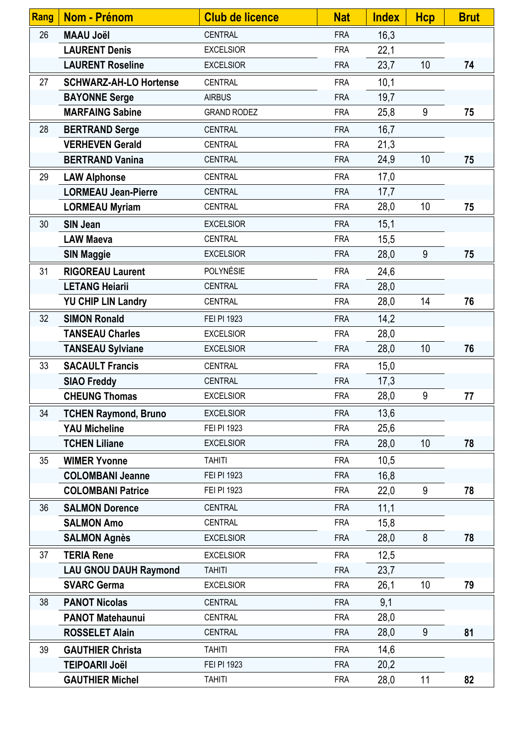| Rang | Nom - Prénom | Club de licence | Nat | Index | Hcp | Brut |
|---|---|---|---|---|---|---|
| 26 | MAAU Joël | CENTRAL | FRA | 16,3 | | |
| | LAURENT Denis | EXCELSIOR | FRA | 22,1 | | |
| | LAURENT Roseline | EXCELSIOR | FRA | 23,7 | 10 | 74 |
| 27 | SCHWARZ-AH-LO Hortense | CENTRAL | FRA | 10,1 | | |
| | BAYONNE Serge | AIRBUS | FRA | 19,7 | | |
| | MARFAING Sabine | GRAND RODEZ | FRA | 25,8 | 9 | 75 |
| 28 | BERTRAND Serge | CENTRAL | FRA | 16,7 | | |
| | VERHEVEN Gerald | CENTRAL | FRA | 21,3 | | |
| | BERTRAND Vanina | CENTRAL | FRA | 24,9 | 10 | 75 |
| 29 | LAW Alphonse | CENTRAL | FRA | 17,0 | | |
| | LORMEAU Jean-Pierre | CENTRAL | FRA | 17,7 | | |
| | LORMEAU Myriam | CENTRAL | FRA | 28,0 | 10 | 75 |
| 30 | SIN Jean | EXCELSIOR | FRA | 15,1 | | |
| | LAW Maeva | CENTRAL | FRA | 15,5 | | |
| | SIN Maggie | EXCELSIOR | FRA | 28,0 | 9 | 75 |
| 31 | RIGOREAU Laurent | POLYNÉSIE | FRA | 24,6 | | |
| | LETANG Heiarii | CENTRAL | FRA | 28,0 | | |
| | YU CHIP LIN Landry | CENTRAL | FRA | 28,0 | 14 | 76 |
| 32 | SIMON Ronald | FEI PI 1923 | FRA | 14,2 | | |
| | TANSEAU Charles | EXCELSIOR | FRA | 28,0 | | |
| | TANSEAU Sylviane | EXCELSIOR | FRA | 28,0 | 10 | 76 |
| 33 | SACAULT Francis | CENTRAL | FRA | 15,0 | | |
| | SIAO Freddy | CENTRAL | FRA | 17,3 | | |
| | CHEUNG Thomas | EXCELSIOR | FRA | 28,0 | 9 | 77 |
| 34 | TCHEN Raymond, Bruno | EXCELSIOR | FRA | 13,6 | | |
| | YAU Micheline | FEI PI 1923 | FRA | 25,6 | | |
| | TCHEN Liliane | EXCELSIOR | FRA | 28,0 | 10 | 78 |
| 35 | WIMER Yvonne | TAHITI | FRA | 10,5 | | |
| | COLOMBANI Jeanne | FEI PI 1923 | FRA | 16,8 | | |
| | COLOMBANI Patrice | FEI PI 1923 | FRA | 22,0 | 9 | 78 |
| 36 | SALMON Dorence | CENTRAL | FRA | 11,1 | | |
| | SALMON Amo | CENTRAL | FRA | 15,8 | | |
| | SALMON Agnès | EXCELSIOR | FRA | 28,0 | 8 | 78 |
| 37 | TERIA Rene | EXCELSIOR | FRA | 12,5 | | |
| | LAU GNOU DAUH Raymond | TAHITI | FRA | 23,7 | | |
| | SVARC Germa | EXCELSIOR | FRA | 26,1 | 10 | 79 |
| 38 | PANOT Nicolas | CENTRAL | FRA | 9,1 | | |
| | PANOT Matehaunui | CENTRAL | FRA | 28,0 | | |
| | ROSSELET Alain | CENTRAL | FRA | 28,0 | 9 | 81 |
| 39 | GAUTHIER Christa | TAHITI | FRA | 14,6 | | |
| | TEIPOARII Joël | FEI PI 1923 | FRA | 20,2 | | |
| | GAUTHIER Michel | TAHITI | FRA | 28,0 | 11 | 82 |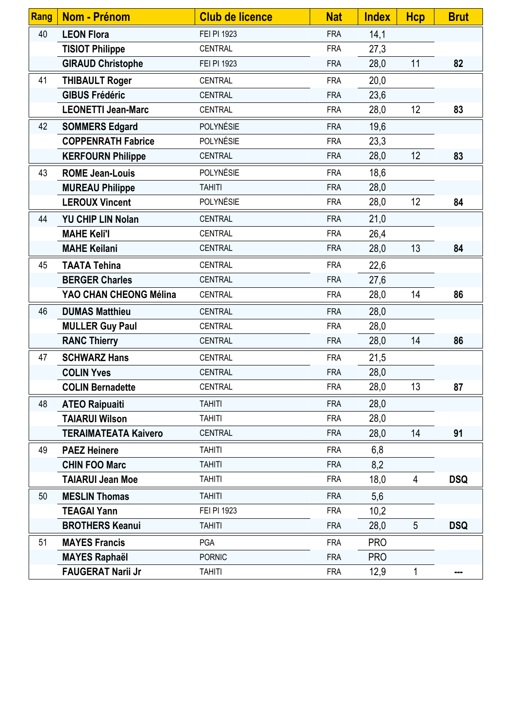| Rang | Nom - Prénom | Club de licence | Nat | Index | Hcp | Brut |
|---|---|---|---|---|---|---|
| 40 | **LEON Flora** | FEI PI 1923 | FRA | 14,1 | | |
| | **TISIOT Philippe** | CENTRAL | FRA | 27,3 | | |
| | **GIRAUD Christophe** | FEI PI 1923 | FRA | 28,0 | 11 | **82** |
| 41 | **THIBAULT Roger** | CENTRAL | FRA | 20,0 | | |
| | **GIBUS Frédéric** | CENTRAL | FRA | 23,6 | | |
| | **LEONETTI Jean-Marc** | CENTRAL | FRA | 28,0 | 12 | **83** |
| 42 | **SOMMERS Edgard** | POLYNÉSIE | FRA | 19,6 | | |
| | **COPPENRATH Fabrice** | POLYNÉSIE | FRA | 23,3 | | |
| | **KERFOURN Philippe** | CENTRAL | FRA | 28,0 | 12 | **83** |
| 43 | **ROME Jean-Louis** | POLYNÉSIE | FRA | 18,6 | | |
| | **MUREAU Philippe** | TAHITI | FRA | 28,0 | | |
| | **LEROUX Vincent** | POLYNÉSIE | FRA | 28,0 | 12 | **84** |
| 44 | **YU CHIP LIN Nolan** | CENTRAL | FRA | 21,0 | | |
| | **MAHE Keli'I** | CENTRAL | FRA | 26,4 | | |
| | **MAHE Keilani** | CENTRAL | FRA | 28,0 | 13 | **84** |
| 45 | **TAATA Tehina** | CENTRAL | FRA | 22,6 | | |
| | **BERGER Charles** | CENTRAL | FRA | 27,6 | | |
| | **YAO CHAN CHEONG Mélina** | CENTRAL | FRA | 28,0 | 14 | **86** |
| 46 | **DUMAS Matthieu** | CENTRAL | FRA | 28,0 | | |
| | **MULLER Guy Paul** | CENTRAL | FRA | 28,0 | | |
| | **RANC Thierry** | CENTRAL | FRA | 28,0 | 14 | **86** |
| 47 | **SCHWARZ Hans** | CENTRAL | FRA | 21,5 | | |
| | **COLIN Yves** | CENTRAL | FRA | 28,0 | | |
| | **COLIN Bernadette** | CENTRAL | FRA | 28,0 | 13 | **87** |
| 48 | **ATEO Raipuaiti** | TAHITI | FRA | 28,0 | | |
| | **TAIARUI Wilson** | TAHITI | FRA | 28,0 | | |
| | **TERAIMATEATA Kaivero** | CENTRAL | FRA | 28,0 | 14 | **91** |
| 49 | **PAEZ Heinere** | TAHITI | FRA | 6,8 | | |
| | **CHIN FOO Marc** | TAHITI | FRA | 8,2 | | |
| | **TAIARUI Jean Moe** | TAHITI | FRA | 18,0 | 4 | **DSQ** |
| 50 | **MESLIN Thomas** | TAHITI | FRA | 5,6 | | |
| | **TEAGAI Yann** | FEI PI 1923 | FRA | 10,2 | | |
| | **BROTHERS Keanui** | TAHITI | FRA | 28,0 | 5 | **DSQ** |
| 51 | **MAYES Francis** | PGA | FRA | PRO | | |
| | **MAYES Raphaël** | PORNIC | FRA | PRO | | |
| | **FAUGERAT Narii Jr** | TAHITI | FRA | 12,9 | 1 | **---** |